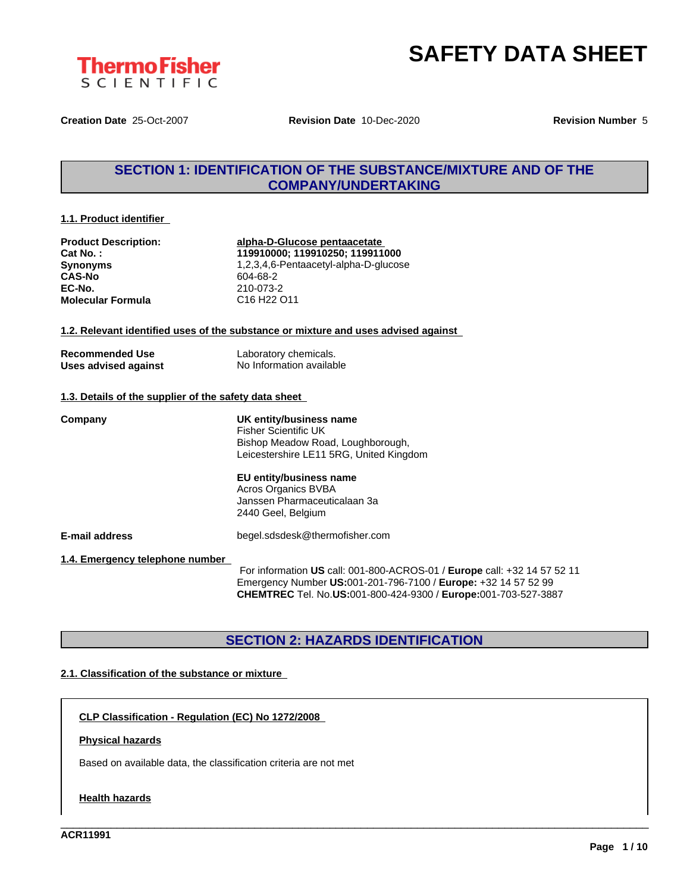ThermoFisher SCIENTIFIC

# SAFETY DATA SHEET

**Creation Date** 25-Oct-2007 **Revision Date** 10-Dec-2020 **Revision Number** 5

## SECTION 1: IDENTIFICATION OF THE SUBSTANCE/MIXTURE AND OF THE COMPANY/UNDERTAKING

### 1.1. Product identifier

| | |
|---|---|
| **Product Description:** | **alpha-D-Glucose pentaacetate** |
| **Cat No. :** | **119910000; 119910250; 119911000** |
| **Synonyms** | 1,2,3,4,6-Pentaacetyl-alpha-D-glucose |
| **CAS-No** | 604-68-2 |
| **EC-No.** | 210-073-2 |
| **Molecular Formula** | C16 H22 O11 |

### 1.2. Relevant identified uses of the substance or mixture and uses advised against

| | |
|---|---|
| **Recommended Use** | Laboratory chemicals. |
| **Uses advised against** | No Information available |

### 1.3. Details of the supplier of the safety data sheet

**Company**

**UK entity/business name**
Fisher Scientific UK
Bishop Meadow Road, Loughborough,
Leicestershire LE11 5RG, United Kingdom

**EU entity/business name**
Acros Organics BVBA
Janssen Pharmaceuticalaan 3a
2440 Geel, Belgium

**E-mail address** begel.sdsdesk@thermofisher.com

### 1.4. Emergency telephone number

For information **US** call: 001-800-ACROS-01 / **Europe** call: +32 14 57 52 11
Emergency Number **US:**001-201-796-7100 / **Europe:** +32 14 57 52 99
**CHEMTREC** Tel. No.**US:**001-800-424-9300 / **Europe:**001-703-527-3887

## SECTION 2: HAZARDS IDENTIFICATION

### 2.1. Classification of the substance or mixture

**CLP Classification - Regulation (EC) No 1272/2008**

**Physical hazards**

Based on available data, the classification criteria are not met

**Health hazards**

ACR11991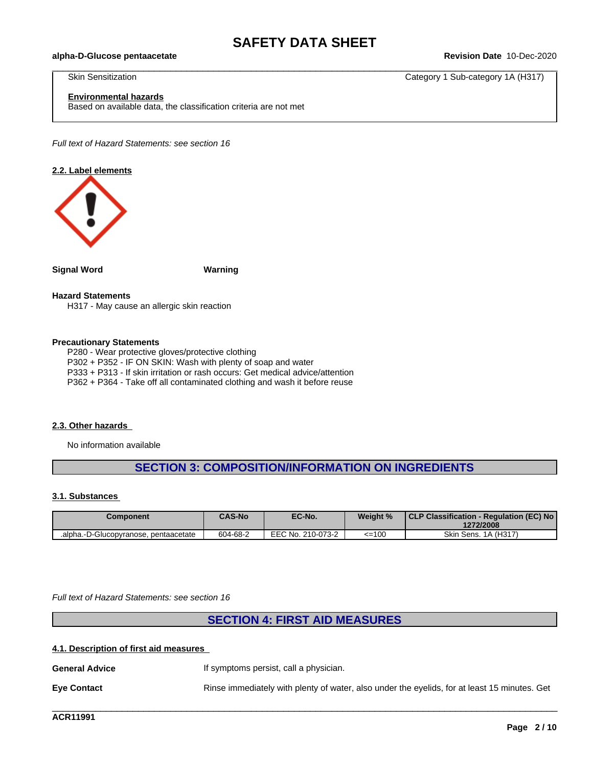| | |
|---|---|
| Skin Sensitization | Category 1 Sub-category 1A (H317) |

**Environmental hazards**
Based on available data, the classification criteria are not met

*Full text of Hazard Statements: see section 16*

### 2.2. Label elements

**Signal Word** **Warning**

**Hazard Statements**
H317 - May cause an allergic skin reaction

**Precautionary Statements**
P280 - Wear protective gloves/protective clothing
P302 + P352 - IF ON SKIN: Wash with plenty of soap and water
P333 + P313 - If skin irritation or rash occurs: Get medical advice/attention
P362 + P364 - Take off all contaminated clothing and wash it before reuse

### 2.3. Other hazards

No information available

## SECTION 3: COMPOSITION/INFORMATION ON INGREDIENTS

### 3.1. Substances

| Component | CAS-No | EC-No. | Weight % | CLP Classification - Regulation (EC) No 1272/2008 |
|---|---|---|---|---|
| .alpha.-D-Glucopyranose, pentaacetate | 604-68-2 | EEC No. 210-073-2 | <=100 | Skin Sens. 1A (H317) |

*Full text of Hazard Statements: see section 16*

## SECTION 4: FIRST AID MEASURES

### 4.1. Description of first aid measures

**General Advice** If symptoms persist, call a physician.

**Eye Contact** Rinse immediately with plenty of water, also under the eyelids, for at least 15 minutes. Get

ACR11991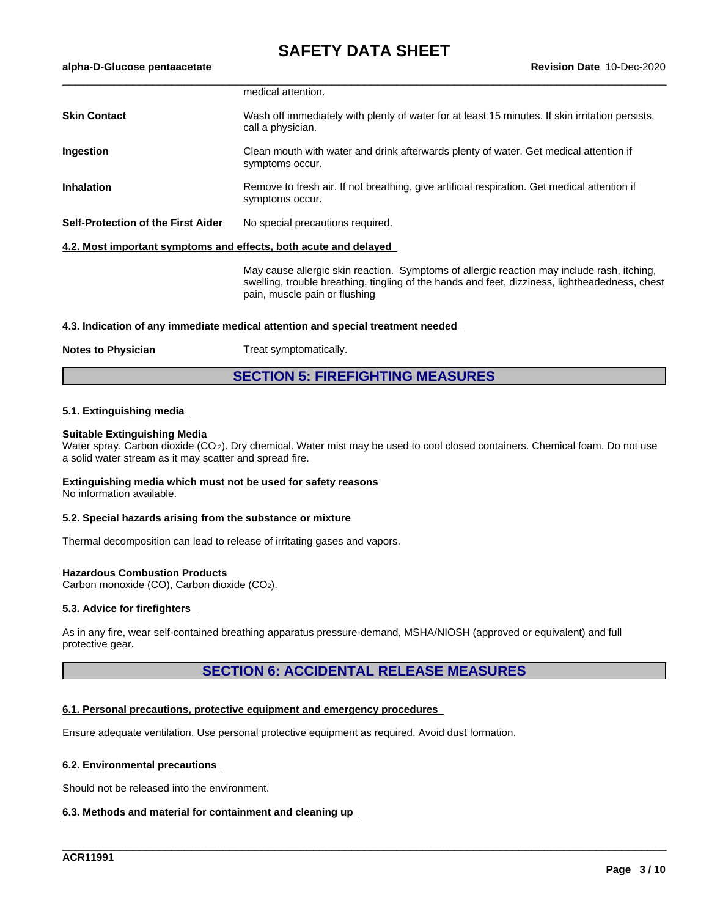medical attention.

**Skin Contact** Wash off immediately with plenty of water for at least 15 minutes. If skin irritation persists, call a physician.

**Ingestion** Clean mouth with water and drink afterwards plenty of water. Get medical attention if symptoms occur.

**Inhalation** Remove to fresh air. If not breathing, give artificial respiration. Get medical attention if symptoms occur.

**Self-Protection of the First Aider** No special precautions required.

### 4.2. Most important symptoms and effects, both acute and delayed

May cause allergic skin reaction. Symptoms of allergic reaction may include rash, itching, swelling, trouble breathing, tingling of the hands and feet, dizziness, lightheadedness, chest pain, muscle pain or flushing

### 4.3. Indication of any immediate medical attention and special treatment needed

**Notes to Physician** Treat symptomatically.

## SECTION 5: FIREFIGHTING MEASURES

### 5.1. Extinguishing media

**Suitable Extinguishing Media**
Water spray. Carbon dioxide ($CO_2$). Dry chemical. Water mist may be used to cool closed containers. Chemical foam. Do not use a solid water stream as it may scatter and spread fire.

**Extinguishing media which must not be used for safety reasons**
No information available.

### 5.2. Special hazards arising from the substance or mixture

Thermal decomposition can lead to release of irritating gases and vapors.

**Hazardous Combustion Products**
Carbon monoxide (CO), Carbon dioxide ($CO_2$).

### 5.3. Advice for firefighters

As in any fire, wear self-contained breathing apparatus pressure-demand, MSHA/NIOSH (approved or equivalent) and full protective gear.

## SECTION 6: ACCIDENTAL RELEASE MEASURES

### 6.1. Personal precautions, protective equipment and emergency procedures

Ensure adequate ventilation. Use personal protective equipment as required. Avoid dust formation.

### 6.2. Environmental precautions

Should not be released into the environment.

### 6.3. Methods and material for containment and cleaning up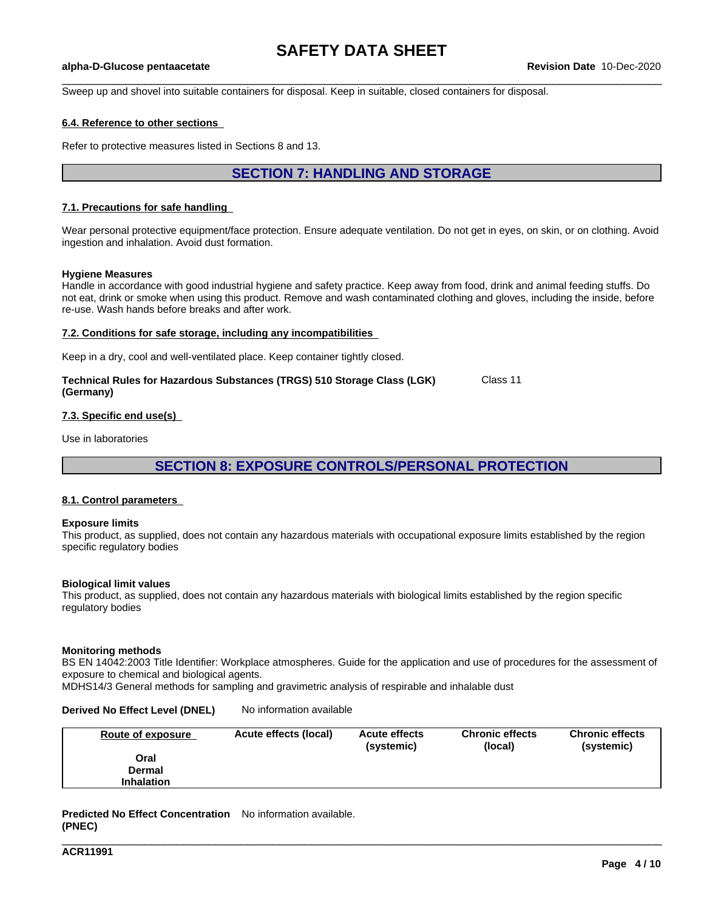Sweep up and shovel into suitable containers for disposal. Keep in suitable, closed containers for disposal.

### 6.4. Reference to other sections

Refer to protective measures listed in Sections 8 and 13.

## SECTION 7: HANDLING AND STORAGE

### 7.1. Precautions for safe handling

Wear personal protective equipment/face protection. Ensure adequate ventilation. Do not get in eyes, on skin, or on clothing. Avoid ingestion and inhalation. Avoid dust formation.

**Hygiene Measures**
Handle in accordance with good industrial hygiene and safety practice. Keep away from food, drink and animal feeding stuffs. Do not eat, drink or smoke when using this product. Remove and wash contaminated clothing and gloves, including the inside, before re-use. Wash hands before breaks and after work.

### 7.2. Conditions for safe storage, including any incompatibilities

Keep in a dry, cool and well-ventilated place. Keep container tightly closed.

**Technical Rules for Hazardous Substances (TRGS) 510 Storage Class (LGK) (Germany)** Class 11

### 7.3. Specific end use(s)

Use in laboratories

## SECTION 8: EXPOSURE CONTROLS/PERSONAL PROTECTION

### 8.1. Control parameters

**Exposure limits**
This product, as supplied, does not contain any hazardous materials with occupational exposure limits established by the region specific regulatory bodies

**Biological limit values**
This product, as supplied, does not contain any hazardous materials with biological limits established by the region specific regulatory bodies

**Monitoring methods**
BS EN 14042:2003 Title Identifier: Workplace atmospheres. Guide for the application and use of procedures for the assessment of exposure to chemical and biological agents.
MDHS14/3 General methods for sampling and gravimetric analysis of respirable and inhalable dust

**Derived No Effect Level (DNEL)** No information available

| Route of exposure | Acute effects (local) | Acute effects (systemic) | Chronic effects (local) | Chronic effects (systemic) |
|---|---|---|---|---|
| Oral | | | | |
| Dermal | | | | |
| Inhalation | | | | |

**Predicted No Effect Concentration (PNEC)** No information available.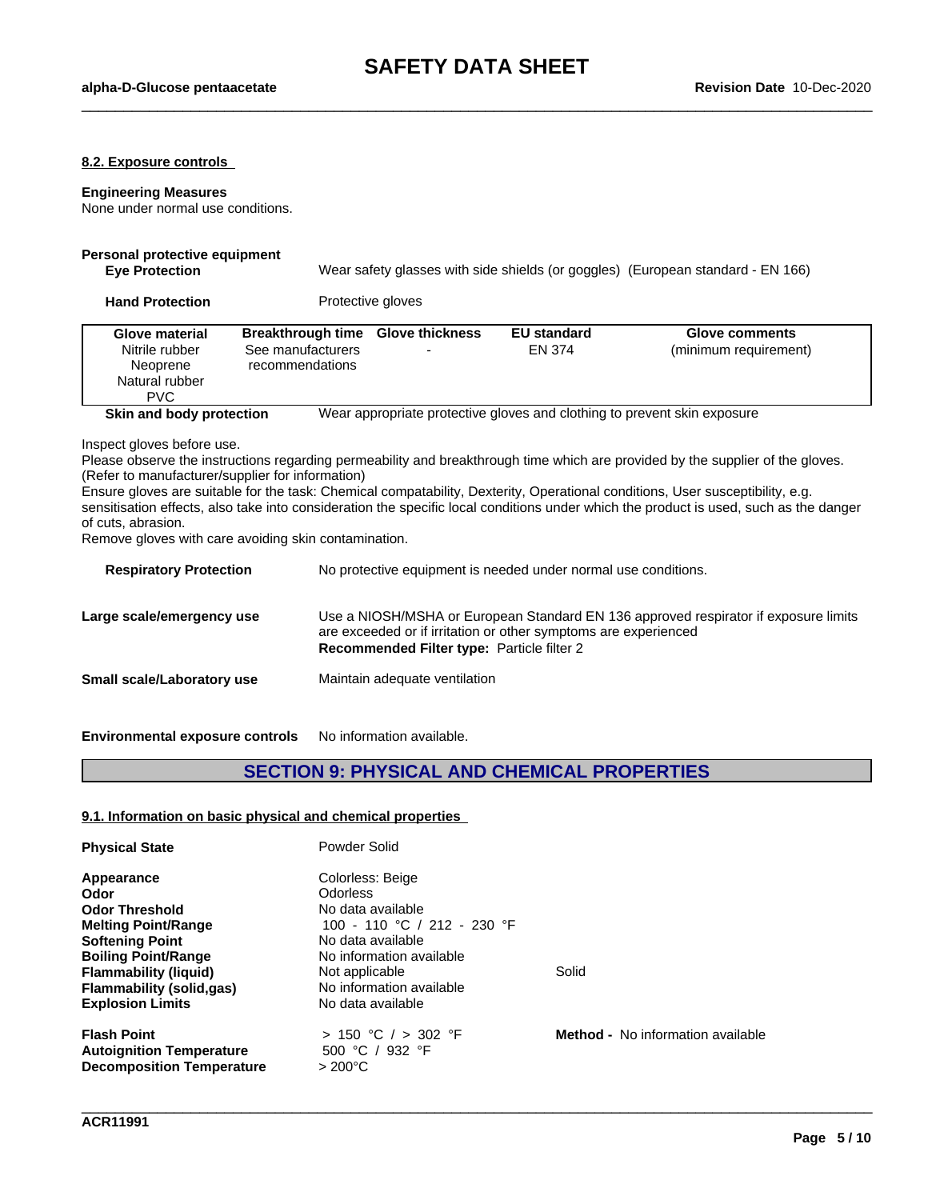#### 8.2. Exposure controls

**Engineering Measures**
None under normal use conditions.

**Personal protective equipment**

**Eye Protection** — Wear safety glasses with side shields (or goggles) (European standard - EN 166)

**Hand Protection** — Protective gloves

| Glove material | Breakthrough time | Glove thickness | EU standard | Glove comments |
|---|---|---|---|---|
| Nitrile rubber<br>Neoprene<br>Natural rubber<br>PVC | See manufacturers recommendations | - | EN 374 | (minimum requirement) |

**Skin and body protection** — Wear appropriate protective gloves and clothing to prevent skin exposure

Inspect gloves before use.
Please observe the instructions regarding permeability and breakthrough time which are provided by the supplier of the gloves. (Refer to manufacturer/supplier for information)
Ensure gloves are suitable for the task: Chemical compatability, Dexterity, Operational conditions, User susceptibility, e.g. sensitisation effects, also take into consideration the specific local conditions under which the product is used, such as the danger of cuts, abrasion.
Remove gloves with care avoiding skin contamination.

**Respiratory Protection** — No protective equipment is needed under normal use conditions.

**Large scale/emergency use** — Use a NIOSH/MSHA or European Standard EN 136 approved respirator if exposure limits are exceeded or if irritation or other symptoms are experienced
**Recommended Filter type:** Particle filter 2

**Small scale/Laboratory use** — Maintain adequate ventilation

**Environmental exposure controls** — No information available.

## SECTION 9: PHYSICAL AND CHEMICAL PROPERTIES

#### 9.1. Information on basic physical and chemical properties

| Property | Value | |
|---|---|---|
| **Physical State** | Powder Solid | |
| **Appearance** | Colorless: Beige | |
| **Odor** | Odorless | |
| **Odor Threshold** | No data available | |
| **Melting Point/Range** | 100 - 110 °C / 212 - 230 °F | |
| **Softening Point** | No data available | |
| **Boiling Point/Range** | No information available | |
| **Flammability (liquid)** | Not applicable | Solid |
| **Flammability (solid,gas)** | No information available | |
| **Explosion Limits** | No data available | |
| **Flash Point** | > 150 °C / > 302 °F | **Method -** No information available |
| **Autoignition Temperature** | 500 °C / 932 °F | |
| **Decomposition Temperature** | > 200°C | |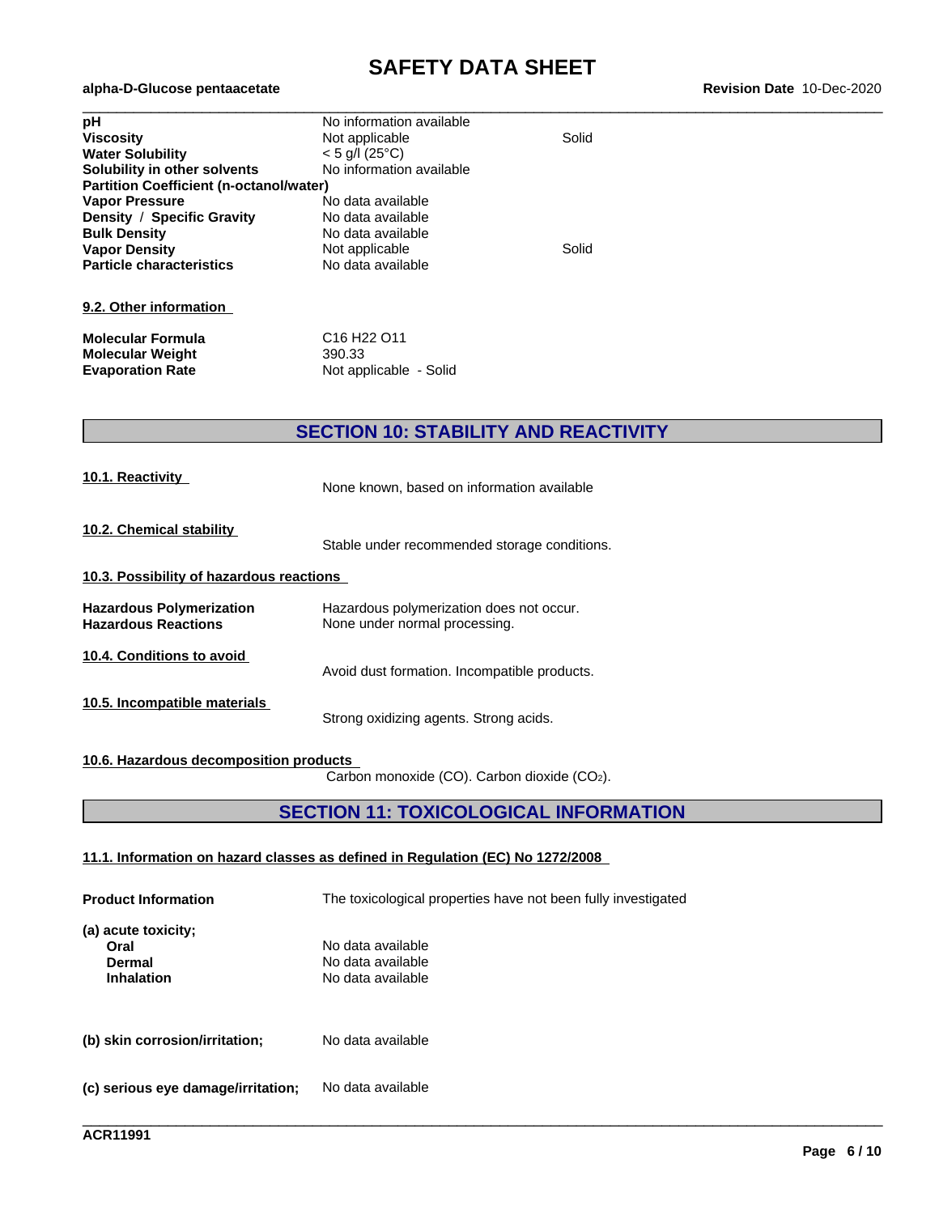| | | |
|---|---|---|
| **pH** | No information available | |
| **Viscosity** | Not applicable | Solid |
| **Water Solubility** | < 5 g/l (25°C) | |
| **Solubility in other solvents** | No information available | |
| **Partition Coefficient (n-octanol/water)** | | |
| **Vapor Pressure** | No data available | |
| **Density / Specific Gravity** | No data available | |
| **Bulk Density** | No data available | |
| **Vapor Density** | Not applicable | Solid |
| **Particle characteristics** | No data available | |

**9.2. Other information**

| | |
|---|---|
| **Molecular Formula** | C16 H22 O11 |
| **Molecular Weight** | 390.33 |
| **Evaporation Rate** | Not applicable - Solid |

## SECTION 10: STABILITY AND REACTIVITY

**10.1. Reactivity**

None known, based on information available

**10.2. Chemical stability**

Stable under recommended storage conditions.

**10.3. Possibility of hazardous reactions**

| | |
|---|---|
| **Hazardous Polymerization** | Hazardous polymerization does not occur. |
| **Hazardous Reactions** | None under normal processing. |

**10.4. Conditions to avoid**

Avoid dust formation. Incompatible products.

**10.5. Incompatible materials**

Strong oxidizing agents. Strong acids.

**10.6. Hazardous decomposition products**

Carbon monoxide (CO). Carbon dioxide ($CO_2$).

## SECTION 11: TOXICOLOGICAL INFORMATION

**11.1. Information on hazard classes as defined in Regulation (EC) No 1272/2008**

**Product Information** The toxicological properties have not been fully investigated

**(a) acute toxicity;**

| | |
|---|---|
| **Oral** | No data available |
| **Dermal** | No data available |
| **Inhalation** | No data available |

**(b) skin corrosion/irritation;** No data available

**(c) serious eye damage/irritation;** No data available

ACR11991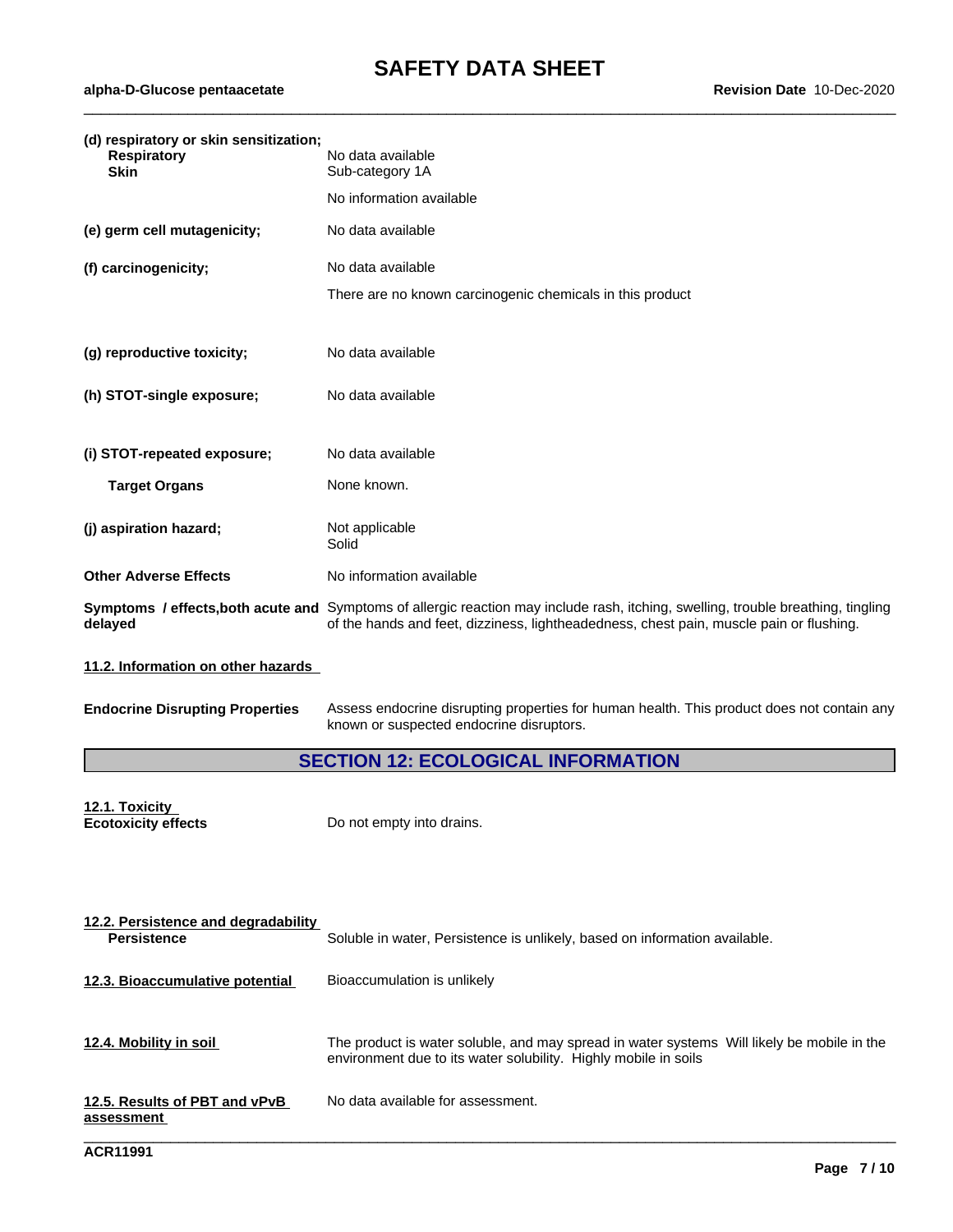**(d) respiratory or skin sensitization;**

| | |
|---|---|
| **Respiratory** | No data available |
| **Skin** | Sub-category 1A |
| | No information available |
| **(e) germ cell mutagenicity;** | No data available |
| **(f) carcinogenicity;** | No data available |
| | There are no known carcinogenic chemicals in this product |
| **(g) reproductive toxicity;** | No data available |
| **(h) STOT-single exposure;** | No data available |
| **(i) STOT-repeated exposure;** | No data available |
| **Target Organs** | None known. |
| **(j) aspiration hazard;** | Not applicable<br>Solid |
| **Other Adverse Effects** | No information available |
| **Symptoms / effects,both acute and delayed** | Symptoms of allergic reaction may include rash, itching, swelling, trouble breathing, tingling of the hands and feet, dizziness, lightheadedness, chest pain, muscle pain or flushing. |

**11.2. Information on other hazards**

**Endocrine Disrupting Properties** Assess endocrine disrupting properties for human health. This product does not contain any known or suspected endocrine disruptors.

## SECTION 12: ECOLOGICAL INFORMATION

**12.1. Toxicity**

**Ecotoxicity effects** Do not empty into drains.

**12.2. Persistence and degradability**

**Persistence** Soluble in water, Persistence is unlikely, based on information available.

**12.3. Bioaccumulative potential** Bioaccumulation is unlikely

**12.4. Mobility in soil** The product is water soluble, and may spread in water systems Will likely be mobile in the environment due to its water solubility. Highly mobile in soils

**12.5. Results of PBT and vPvB assessment** No data available for assessment.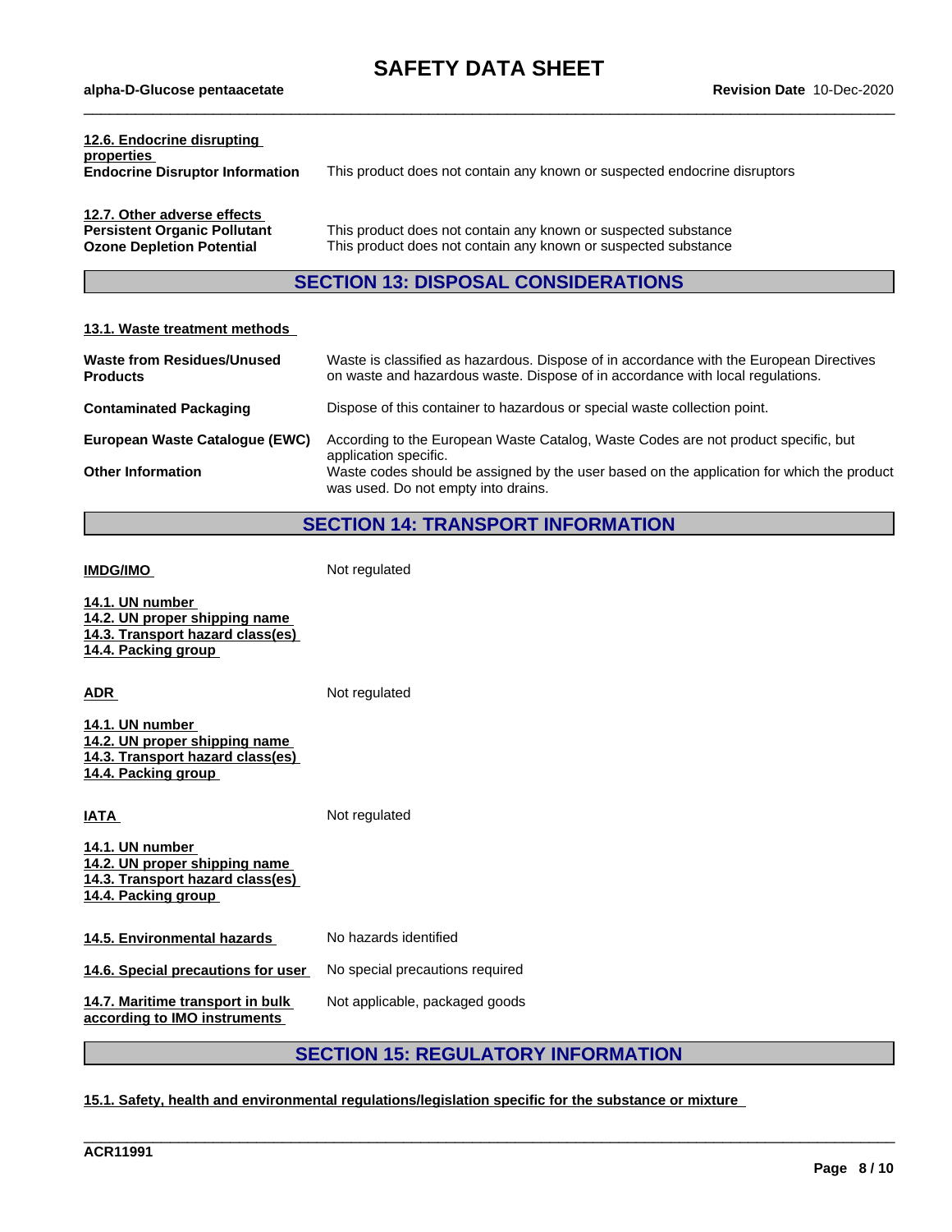**12.6. Endocrine disrupting properties**

**Endocrine Disruptor Information** This product does not contain any known or suspected endocrine disruptors

**12.7. Other adverse effects**

**Persistent Organic Pollutant** This product does not contain any known or suspected substance

**Ozone Depletion Potential** This product does not contain any known or suspected substance

## SECTION 13: DISPOSAL CONSIDERATIONS

**13.1. Waste treatment methods**

**Waste from Residues/Unused Products** Waste is classified as hazardous. Dispose of in accordance with the European Directives on waste and hazardous waste. Dispose of in accordance with local regulations.

**Contaminated Packaging** Dispose of this container to hazardous or special waste collection point.

**European Waste Catalogue (EWC)** According to the European Waste Catalog, Waste Codes are not product specific, but application specific.

**Other Information** Waste codes should be assigned by the user based on the application for which the product was used. Do not empty into drains.

## SECTION 14: TRANSPORT INFORMATION

**IMDG/IMO** Not regulated

**14.1. UN number**
**14.2. UN proper shipping name**
**14.3. Transport hazard class(es)**
**14.4. Packing group**

**ADR** Not regulated

**14.1. UN number**
**14.2. UN proper shipping name**
**14.3. Transport hazard class(es)**
**14.4. Packing group**

**IATA** Not regulated

**14.1. UN number**
**14.2. UN proper shipping name**
**14.3. Transport hazard class(es)**
**14.4. Packing group**

**14.5. Environmental hazards** No hazards identified

**14.6. Special precautions for user** No special precautions required

**14.7. Maritime transport in bulk according to IMO instruments** Not applicable, packaged goods

## SECTION 15: REGULATORY INFORMATION

**15.1. Safety, health and environmental regulations/legislation specific for the substance or mixture**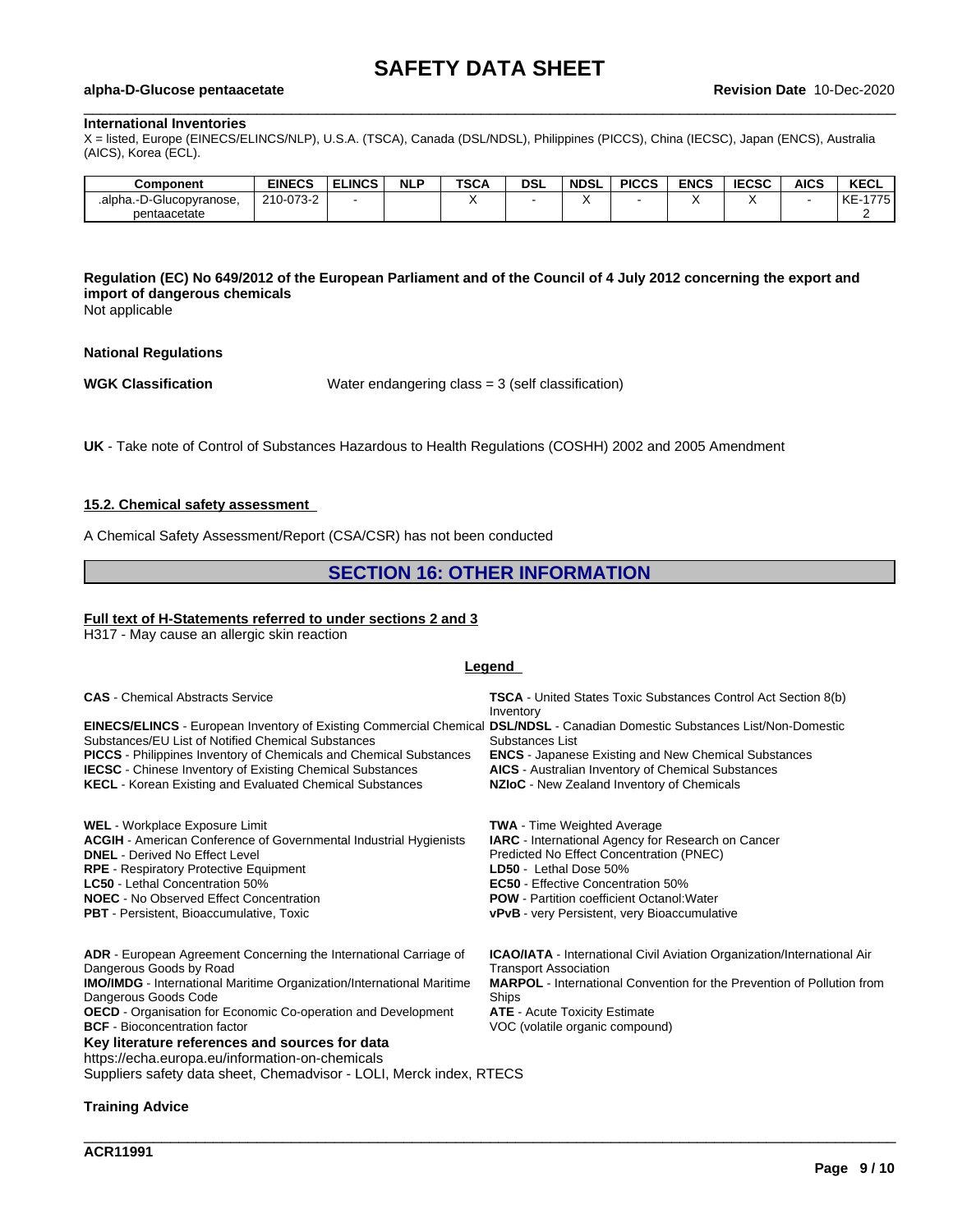**International Inventories**

X = listed, Europe (EINECS/ELINCS/NLP), U.S.A. (TSCA), Canada (DSL/NDSL), Philippines (PICCS), China (IECSC), Japan (ENCS), Australia (AICS), Korea (ECL).

| Component | EINECS | ELINCS | NLP | TSCA | DSL | NDSL | PICCS | ENCS | IECSC | AICS | KECL |
|---|---|---|---|---|---|---|---|---|---|---|---|
| .alpha.-D-Glucopyranose, pentaacetate | 210-073-2 | - | | X | - | X | - | X | X | - | KE-17752 |

**Regulation (EC) No 649/2012 of the European Parliament and of the Council of 4 July 2012 concerning the export and import of dangerous chemicals**

Not applicable

**National Regulations**

**WGK Classification** Water endangering class = 3 (self classification)

**UK** - Take note of Control of Substances Hazardous to Health Regulations (COSHH) 2002 and 2005 Amendment

**15.2. Chemical safety assessment**

A Chemical Safety Assessment/Report (CSA/CSR) has not been conducted

## SECTION 16: OTHER INFORMATION

**Full text of H-Statements referred to under sections 2 and 3**

H317 - May cause an allergic skin reaction

**Legend**

**CAS** - Chemical Abstracts Service

**EINECS/ELINCS** - European Inventory of Existing Commercial Chemical Substances/EU List of Notified Chemical Substances

**PICCS** - Philippines Inventory of Chemicals and Chemical Substances

**IECSC** - Chinese Inventory of Existing Chemical Substances

**KECL** - Korean Existing and Evaluated Chemical Substances

**TSCA** - United States Toxic Substances Control Act Section 8(b) Inventory

**DSL/NDSL** - Canadian Domestic Substances List/Non-Domestic Substances List

**ENCS** - Japanese Existing and New Chemical Substances

**AICS** - Australian Inventory of Chemical Substances

**NZIoC** - New Zealand Inventory of Chemicals

**WEL** - Workplace Exposure Limit

**ACGIH** - American Conference of Governmental Industrial Hygienists

**DNEL** - Derived No Effect Level

**RPE** - Respiratory Protective Equipment

**LC50** - Lethal Concentration 50%

**NOEC** - No Observed Effect Concentration

**PBT** - Persistent, Bioaccumulative, Toxic

**TWA** - Time Weighted Average

**IARC** - International Agency for Research on Cancer

Predicted No Effect Concentration (PNEC)

**LD50** - Lethal Dose 50%

**EC50** - Effective Concentration 50%

**POW** - Partition coefficient Octanol:Water

**vPvB** - very Persistent, very Bioaccumulative

**ADR** - European Agreement Concerning the International Carriage of Dangerous Goods by Road

**IMO/IMDG** - International Maritime Organization/International Maritime Dangerous Goods Code

**OECD** - Organisation for Economic Co-operation and Development

**BCF** - Bioconcentration factor

**ICAO/IATA** - International Civil Aviation Organization/International Air Transport Association

**MARPOL** - International Convention for the Prevention of Pollution from Ships

**ATE** - Acute Toxicity Estimate

VOC (volatile organic compound)

**Key literature references and sources for data**

https://echa.europa.eu/information-on-chemicals

Suppliers safety data sheet, Chemadvisor - LOLI, Merck index, RTECS

**Training Advice**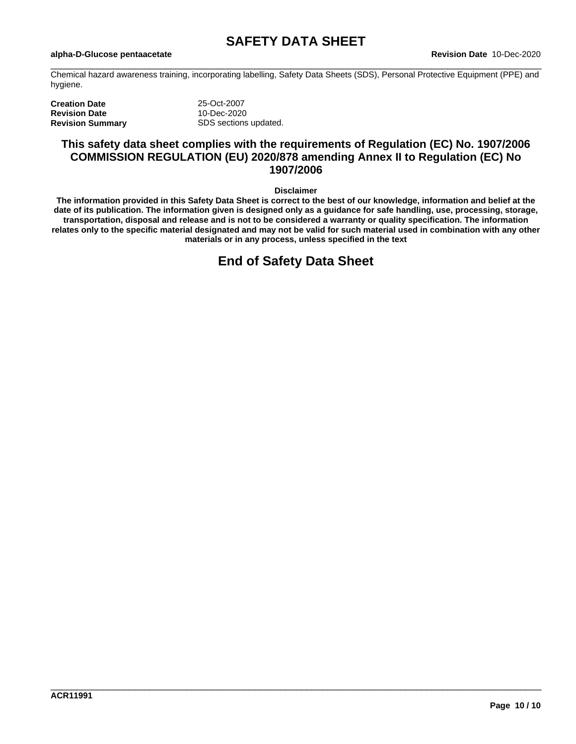Chemical hazard awareness training, incorporating labelling, Safety Data Sheets (SDS), Personal Protective Equipment (PPE) and hygiene.

| | |
|---|---|
| **Creation Date** | 25-Oct-2007 |
| **Revision Date** | 10-Dec-2020 |
| **Revision Summary** | SDS sections updated. |

### This safety data sheet complies with the requirements of Regulation (EC) No. 1907/2006 COMMISSION REGULATION (EU) 2020/878 amending Annex II to Regulation (EC) No 1907/2006

**Disclaimer**

**The information provided in this Safety Data Sheet is correct to the best of our knowledge, information and belief at the date of its publication. The information given is designed only as a guidance for safe handling, use, processing, storage, transportation, disposal and release and is not to be considered a warranty or quality specification. The information relates only to the specific material designated and may not be valid for such material used in combination with any other materials or in any process, unless specified in the text**

## End of Safety Data Sheet

ACR11991